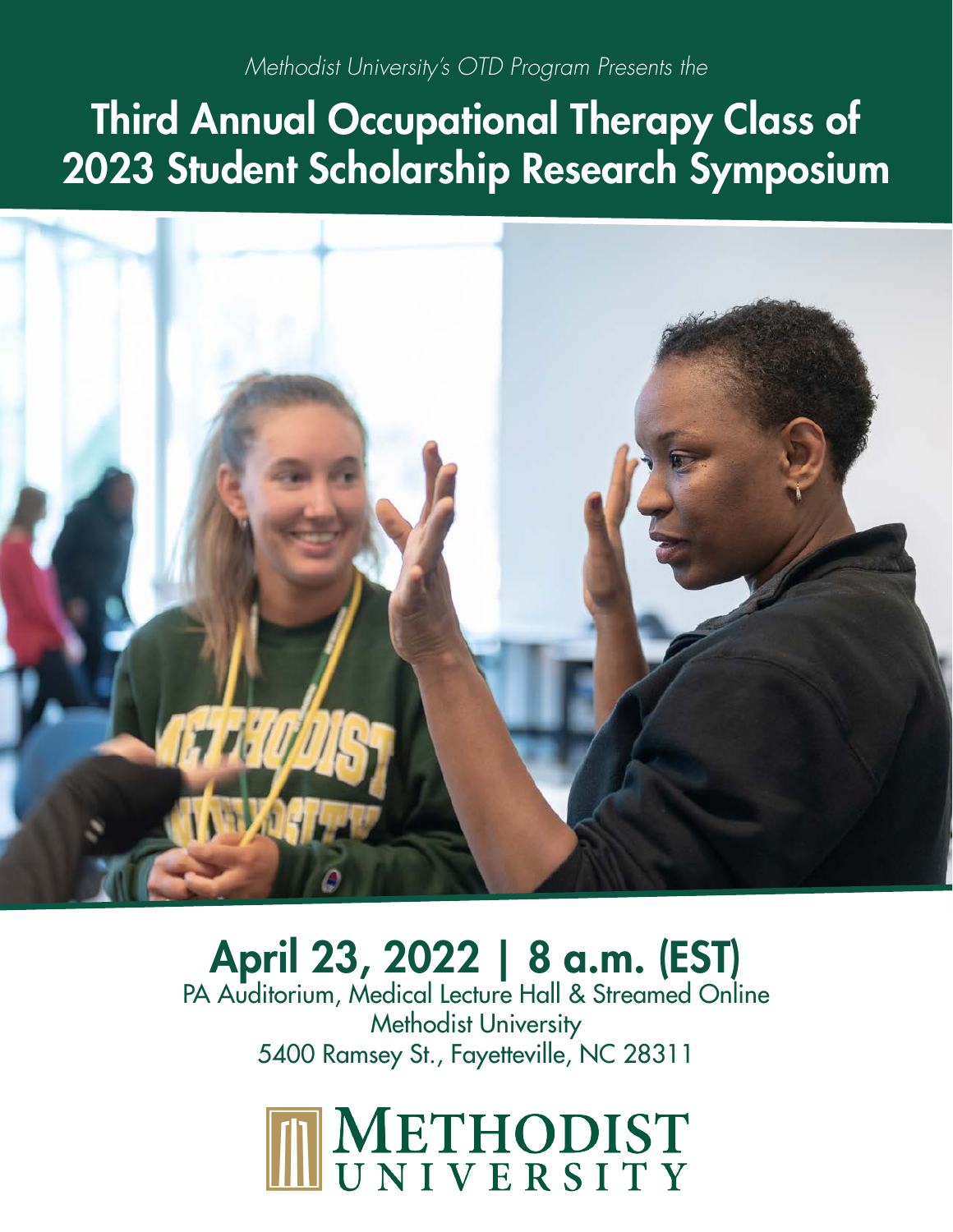*Methodist University's OTD Program Presents the*

# Third Annual Occupational Therapy Class of 2023 Student Scholarship Research Symposium

## April 23, 2022 | 8 a.m. (EST)

PA Auditorium, Medical Lecture Hall & Streamed Online
Methodist University
5400 Ramsey St., Fayetteville, NC 28311

METHODIST UNIVERSITY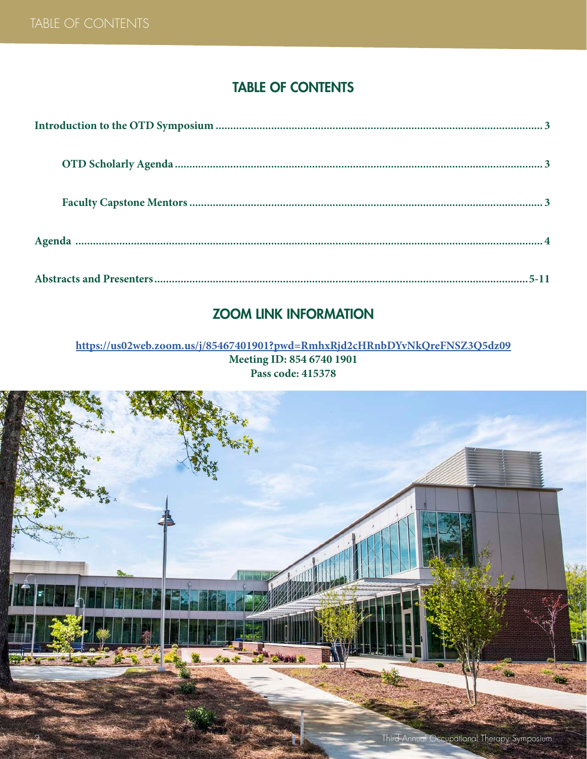## TABLE OF CONTENTS

| | |
|---|---|
| **Introduction to the OTD Symposium** | **3** |
| **OTD Scholarly Agenda** | **3** |
| **Faculty Capstone Mentors** | **3** |
| **Agenda** | **4** |
| **Abstracts and Presenters** | **5-11** |

## ZOOM LINK INFORMATION

**https://us02web.zoom.us/j/85467401901?pwd=RmhxRjd2cHRnbDYvNkQreFNSZ3Q5dz09**

**Meeting ID: 854 6740 1901**

**Pass code: 415378**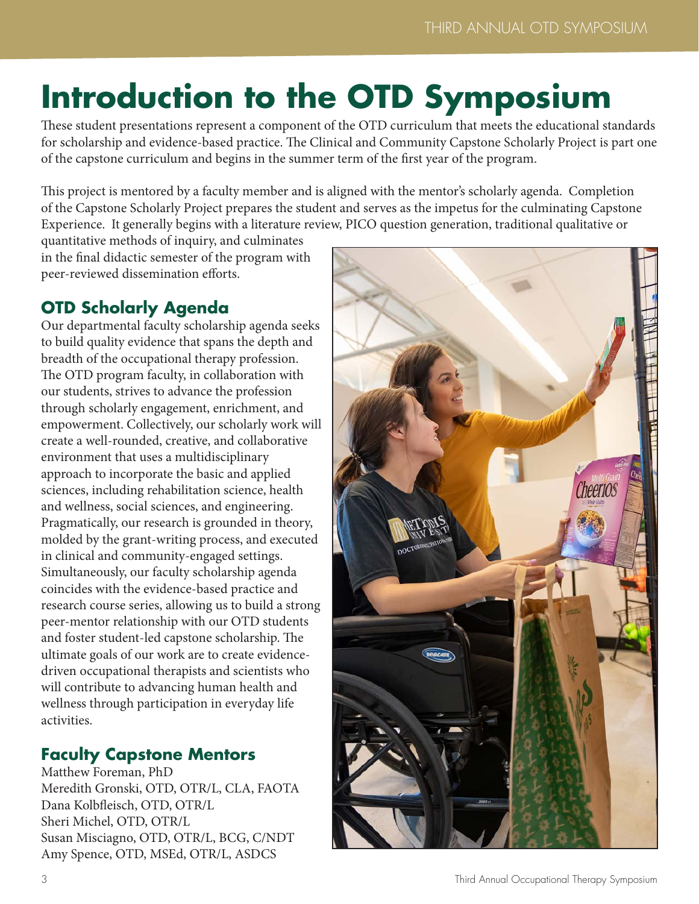# Introduction to the OTD Symposium

These student presentations represent a component of the OTD curriculum that meets the educational standards for scholarship and evidence-based practice. The Clinical and Community Capstone Scholarly Project is part one of the capstone curriculum and begins in the summer term of the first year of the program.

This project is mentored by a faculty member and is aligned with the mentor's scholarly agenda. Completion of the Capstone Scholarly Project prepares the student and serves as the impetus for the culminating Capstone Experience. It generally begins with a literature review, PICO question generation, traditional qualitative or quantitative methods of inquiry, and culminates in the final didactic semester of the program with peer-reviewed dissemination efforts.

## OTD Scholarly Agenda

Our departmental faculty scholarship agenda seeks to build quality evidence that spans the depth and breadth of the occupational therapy profession. The OTD program faculty, in collaboration with our students, strives to advance the profession through scholarly engagement, enrichment, and empowerment. Collectively, our scholarly work will create a well-rounded, creative, and collaborative environment that uses a multidisciplinary approach to incorporate the basic and applied sciences, including rehabilitation science, health and wellness, social sciences, and engineering. Pragmatically, our research is grounded in theory, molded by the grant-writing process, and executed in clinical and community-engaged settings. Simultaneously, our faculty scholarship agenda coincides with the evidence-based practice and research course series, allowing us to build a strong peer-mentor relationship with our OTD students and foster student-led capstone scholarship. The ultimate goals of our work are to create evidence-driven occupational therapists and scientists who will contribute to advancing human health and wellness through participation in everyday life activities.

## Faculty Capstone Mentors

Matthew Foreman, PhD  
Meredith Gronski, OTD, OTR/L, CLA, FAOTA  
Dana Kolbfleisch, OTD, OTR/L  
Sheri Michel, OTD, OTR/L  
Susan Misciagno, OTD, OTR/L, BCG, C/NDT  
Amy Spence, OTD, MSEd, OTR/L, ASDCS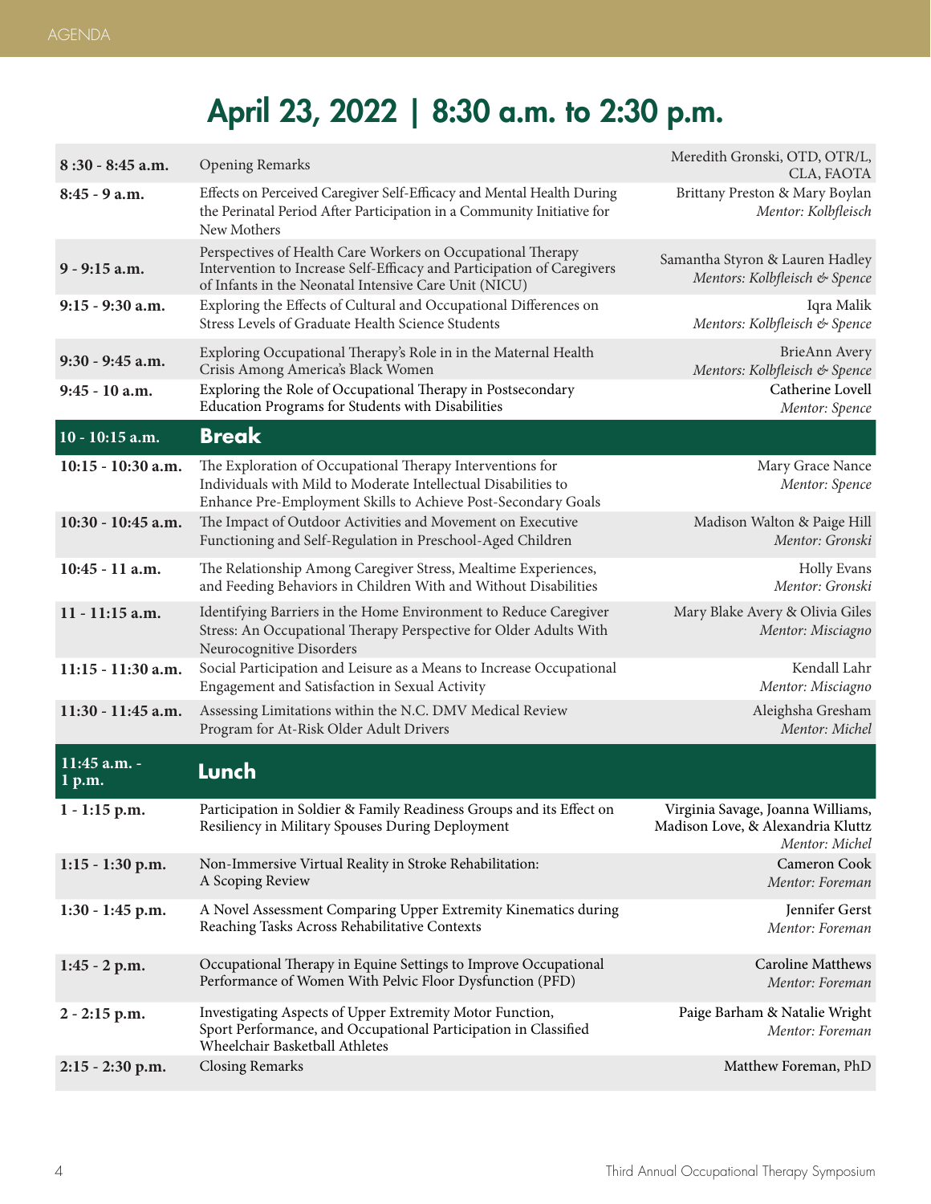# April 23, 2022 | 8:30 a.m. to 2:30 p.m.

| Time | Session | Presenter(s) |
|---|---|---|
| **8 :30 - 8:45 a.m.** | Opening Remarks | Meredith Gronski, OTD, OTR/L, CLA, FAOTA |
| **8:45 - 9 a.m.** | Effects on Perceived Caregiver Self-Efficacy and Mental Health During the Perinatal Period After Participation in a Community Initiative for New Mothers | Brittany Preston & Mary Boylan<br>*Mentor: Kolbfleisch* |
| **9 - 9:15 a.m.** | Perspectives of Health Care Workers on Occupational Therapy Intervention to Increase Self-Efficacy and Participation of Caregivers of Infants in the Neonatal Intensive Care Unit (NICU) | Samantha Styron & Lauren Hadley<br>*Mentors: Kolbfleisch & Spence* |
| **9:15 - 9:30 a.m.** | Exploring the Effects of Cultural and Occupational Differences on Stress Levels of Graduate Health Science Students | Iqra Malik<br>*Mentors: Kolbfleisch & Spence* |
| **9:30 - 9:45 a.m.** | Exploring Occupational Therapy's Role in in the Maternal Health Crisis Among America's Black Women | BrieAnn Avery<br>*Mentors: Kolbfleisch & Spence* |
| **9:45 - 10 a.m.** | Exploring the Role of Occupational Therapy in Postsecondary Education Programs for Students with Disabilities | Catherine Lovell<br>*Mentor: Spence* |
| **10 - 10:15 a.m.** | **Break** | |
| **10:15 - 10:30 a.m.** | The Exploration of Occupational Therapy Interventions for Individuals with Mild to Moderate Intellectual Disabilities to Enhance Pre-Employment Skills to Achieve Post-Secondary Goals | Mary Grace Nance<br>*Mentor: Spence* |
| **10:30 - 10:45 a.m.** | The Impact of Outdoor Activities and Movement on Executive Functioning and Self-Regulation in Preschool-Aged Children | Madison Walton & Paige Hill<br>*Mentor: Gronski* |
| **10:45 - 11 a.m.** | The Relationship Among Caregiver Stress, Mealtime Experiences, and Feeding Behaviors in Children With and Without Disabilities | Holly Evans<br>*Mentor: Gronski* |
| **11 - 11:15 a.m.** | Identifying Barriers in the Home Environment to Reduce Caregiver Stress: An Occupational Therapy Perspective for Older Adults With Neurocognitive Disorders | Mary Blake Avery & Olivia Giles<br>*Mentor: Misciagno* |
| **11:15 - 11:30 a.m.** | Social Participation and Leisure as a Means to Increase Occupational Engagement and Satisfaction in Sexual Activity | Kendall Lahr<br>*Mentor: Misciagno* |
| **11:30 - 11:45 a.m.** | Assessing Limitations within the N.C. DMV Medical Review Program for At-Risk Older Adult Drivers | Aleighsha Gresham<br>*Mentor: Michel* |
| **11:45 a.m. - 1 p.m.** | **Lunch** | |
| **1 - 1:15 p.m.** | Participation in Soldier & Family Readiness Groups and its Effect on Resiliency in Military Spouses During Deployment | Virginia Savage, Joanna Williams, Madison Love, & Alexandria Kluttz<br>*Mentor: Michel* |
| **1:15 - 1:30 p.m.** | Non-Immersive Virtual Reality in Stroke Rehabilitation: A Scoping Review | Cameron Cook<br>*Mentor: Foreman* |
| **1:30 - 1:45 p.m.** | A Novel Assessment Comparing Upper Extremity Kinematics during Reaching Tasks Across Rehabilitative Contexts | Jennifer Gerst<br>*Mentor: Foreman* |
| **1:45 - 2 p.m.** | Occupational Therapy in Equine Settings to Improve Occupational Performance of Women With Pelvic Floor Dysfunction (PFD) | Caroline Matthews<br>*Mentor: Foreman* |
| **2 - 2:15 p.m.** | Investigating Aspects of Upper Extremity Motor Function, Sport Performance, and Occupational Participation in Classified Wheelchair Basketball Athletes | Paige Barham & Natalie Wright<br>*Mentor: Foreman* |
| **2:15 - 2:30 p.m.** | Closing Remarks | Matthew Foreman, PhD |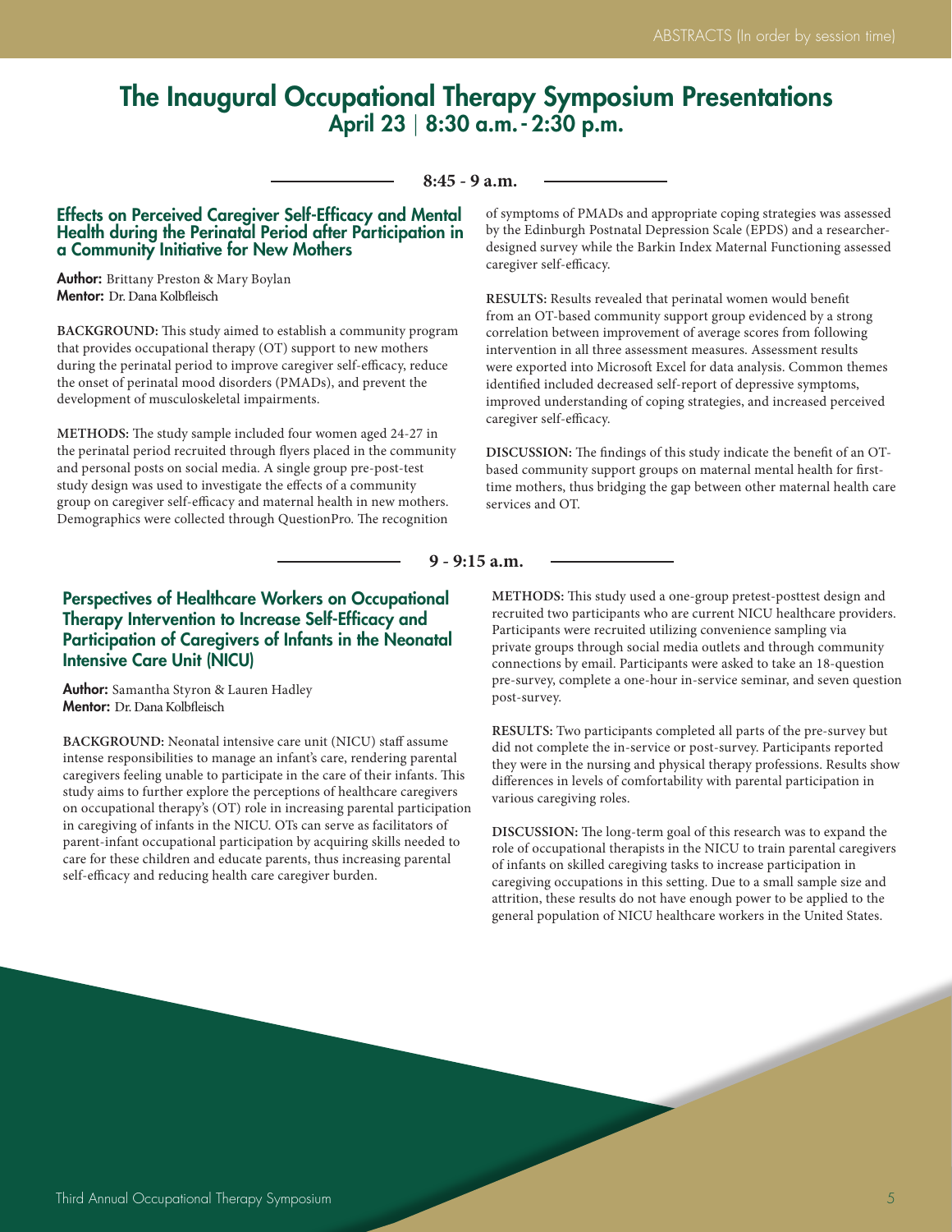# The Inaugural Occupational Therapy Symposium Presentations

## April 23 | 8:30 a.m. - 2:30 p.m.

**8:45 - 9 a.m.**

### Effects on Perceived Caregiver Self-Efficacy and Mental Health during the Perinatal Period after Participation in a Community Initiative for New Mothers

**Author:** Brittany Preston & Mary Boylan
**Mentor:** Dr. Dana Kolbfleisch

**BACKGROUND:** This study aimed to establish a community program that provides occupational therapy (OT) support to new mothers during the perinatal period to improve caregiver self-efficacy, reduce the onset of perinatal mood disorders (PMADs), and prevent the development of musculoskeletal impairments.

**METHODS:** The study sample included four women aged 24-27 in the perinatal period recruited through flyers placed in the community and personal posts on social media. A single group pre-post-test study design was used to investigate the effects of a community group on caregiver self-efficacy and maternal health in new mothers. Demographics were collected through QuestionPro. The recognition of symptoms of PMADs and appropriate coping strategies was assessed by the Edinburgh Postnatal Depression Scale (EPDS) and a researcher-designed survey while the Barkin Index Maternal Functioning assessed caregiver self-efficacy.

**RESULTS:** Results revealed that perinatal women would benefit from an OT-based community support group evidenced by a strong correlation between improvement of average scores from following intervention in all three assessment measures. Assessment results were exported into Microsoft Excel for data analysis. Common themes identified included decreased self-report of depressive symptoms, improved understanding of coping strategies, and increased perceived caregiver self-efficacy.

**DISCUSSION:** The findings of this study indicate the benefit of an OT-based community support groups on maternal mental health for first-time mothers, thus bridging the gap between other maternal health care services and OT.

**9 - 9:15 a.m.**

### Perspectives of Healthcare Workers on Occupational Therapy Intervention to Increase Self-Efficacy and Participation of Caregivers of Infants in the Neonatal Intensive Care Unit (NICU)

**Author:** Samantha Styron & Lauren Hadley
**Mentor:** Dr. Dana Kolbfleisch

**BACKGROUND:** Neonatal intensive care unit (NICU) staff assume intense responsibilities to manage an infant's care, rendering parental caregivers feeling unable to participate in the care of their infants. This study aims to further explore the perceptions of healthcare caregivers on occupational therapy's (OT) role in increasing parental participation in caregiving of infants in the NICU. OTs can serve as facilitators of parent-infant occupational participation by acquiring skills needed to care for these children and educate parents, thus increasing parental self-efficacy and reducing health care caregiver burden.

**METHODS:** This study used a one-group pretest-posttest design and recruited two participants who are current NICU healthcare providers. Participants were recruited utilizing convenience sampling via private groups through social media outlets and through community connections by email. Participants were asked to take an 18-question pre-survey, complete a one-hour in-service seminar, and seven question post-survey.

**RESULTS:** Two participants completed all parts of the pre-survey but did not complete the in-service or post-survey. Participants reported they were in the nursing and physical therapy professions. Results show differences in levels of comfortability with parental participation in various caregiving roles.

**DISCUSSION:** The long-term goal of this research was to expand the role of occupational therapists in the NICU to train parental caregivers of infants on skilled caregiving tasks to increase participation in caregiving occupations in this setting. Due to a small sample size and attrition, these results do not have enough power to be applied to the general population of NICU healthcare workers in the United States.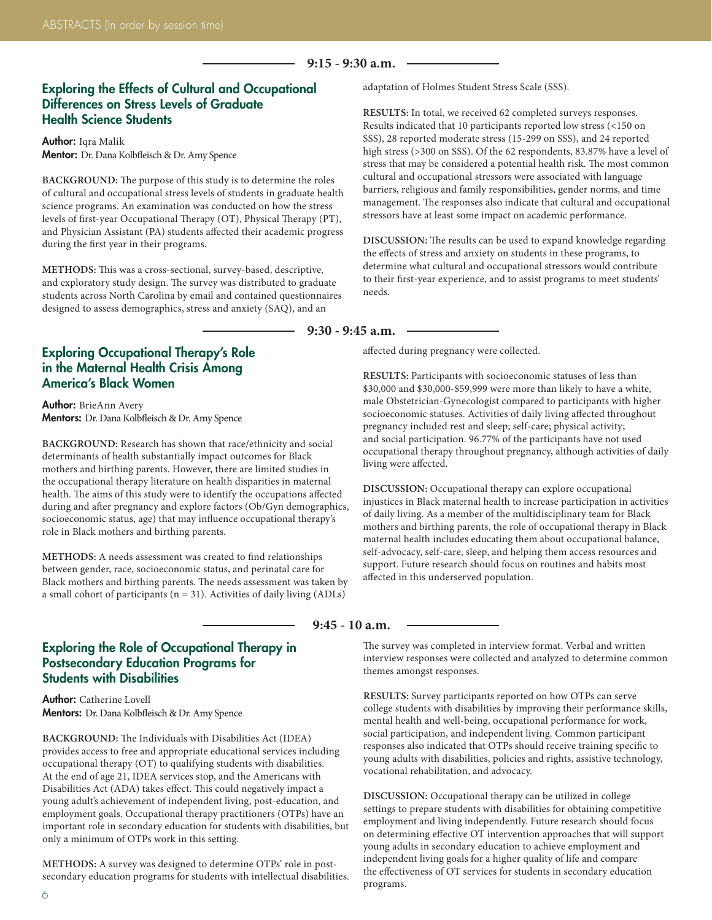## 9:15 - 9:30 a.m.

### Exploring the Effects of Cultural and Occupational Differences on Stress Levels of Graduate Health Science Students

**Author:** Iqra Malik
**Mentor:** Dr. Dana Kolbfleisch & Dr. Amy Spence

**BACKGROUND:** The purpose of this study is to determine the roles of cultural and occupational stress levels of students in graduate health science programs. An examination was conducted on how the stress levels of first-year Occupational Therapy (OT), Physical Therapy (PT), and Physician Assistant (PA) students affected their academic progress during the first year in their programs.

**METHODS:** This was a cross-sectional, survey-based, descriptive, and exploratory study design. The survey was distributed to graduate students across North Carolina by email and contained questionnaires designed to assess demographics, stress and anxiety (SAQ), and an adaptation of Holmes Student Stress Scale (SSS).

**RESULTS:** In total, we received 62 completed surveys responses. Results indicated that 10 participants reported low stress (<150 on SSS), 28 reported moderate stress (15-299 on SSS), and 24 reported high stress (>300 on SSS). Of the 62 respondents, 83.87% have a level of stress that may be considered a potential health risk. The most common cultural and occupational stressors were associated with language barriers, religious and family responsibilities, gender norms, and time management. The responses also indicate that cultural and occupational stressors have at least some impact on academic performance.

**DISCUSSION:** The results can be used to expand knowledge regarding the effects of stress and anxiety on students in these programs, to determine what cultural and occupational stressors would contribute to their first-year experience, and to assist programs to meet students' needs.

## 9:30 - 9:45 a.m.

### Exploring Occupational Therapy's Role in the Maternal Health Crisis Among America's Black Women

**Author:** BrieAnn Avery
**Mentors:** Dr. Dana Kolbfleisch & Dr. Amy Spence

**BACKGROUND:** Research has shown that race/ethnicity and social determinants of health substantially impact outcomes for Black mothers and birthing parents. However, there are limited studies in the occupational therapy literature on health disparities in maternal health. The aims of this study were to identify the occupations affected during and after pregnancy and explore factors (Ob/Gyn demographics, socioeconomic status, age) that may influence occupational therapy's role in Black mothers and birthing parents.

**METHODS:** A needs assessment was created to find relationships between gender, race, socioeconomic status, and perinatal care for Black mothers and birthing parents. The needs assessment was taken by a small cohort of participants (n = 31). Activities of daily living (ADLs) affected during pregnancy were collected.

**RESULTS:** Participants with socioeconomic statuses of less than $30,000 and $30,000-$59,999 were more than likely to have a white, male Obstetrician-Gynecologist compared to participants with higher socioeconomic statuses. Activities of daily living affected throughout pregnancy included rest and sleep; self-care; physical activity; and social participation. 96.77% of the participants have not used occupational therapy throughout pregnancy, although activities of daily living were affected.

**DISCUSSION:** Occupational therapy can explore occupational injustices in Black maternal health to increase participation in activities of daily living. As a member of the multidisciplinary team for Black mothers and birthing parents, the role of occupational therapy in Black maternal health includes educating them about occupational balance, self-advocacy, self-care, sleep, and helping them access resources and support. Future research should focus on routines and habits most affected in this underserved population.

## 9:45 - 10 a.m.

### Exploring the Role of Occupational Therapy in Postsecondary Education Programs for Students with Disabilities

**Author:** Catherine Lovell
**Mentors:** Dr. Dana Kolbfleisch & Dr. Amy Spence

**BACKGROUND:** The Individuals with Disabilities Act (IDEA) provides access to free and appropriate educational services including occupational therapy (OT) to qualifying students with disabilities. At the end of age 21, IDEA services stop, and the Americans with Disabilities Act (ADA) takes effect. This could negatively impact a young adult's achievement of independent living, post-education, and employment goals. Occupational therapy practitioners (OTPs) have an important role in secondary education for students with disabilities, but only a minimum of OTPs work in this setting.

**METHODS:** A survey was designed to determine OTPs' role in post-secondary education programs for students with intellectual disabilities. The survey was completed in interview format. Verbal and written interview responses were collected and analyzed to determine common themes amongst responses.

**RESULTS:** Survey participants reported on how OTPs can serve college students with disabilities by improving their performance skills, mental health and well-being, occupational performance for work, social participation, and independent living. Common participant responses also indicated that OTPs should receive training specific to young adults with disabilities, policies and rights, assistive technology, vocational rehabilitation, and advocacy.

**DISCUSSION:** Occupational therapy can be utilized in college settings to prepare students with disabilities for obtaining competitive employment and living independently. Future research should focus on determining effective OT intervention approaches that will support young adults in secondary education to achieve employment and independent living goals for a higher quality of life and compare the effectiveness of OT services for students in secondary education programs.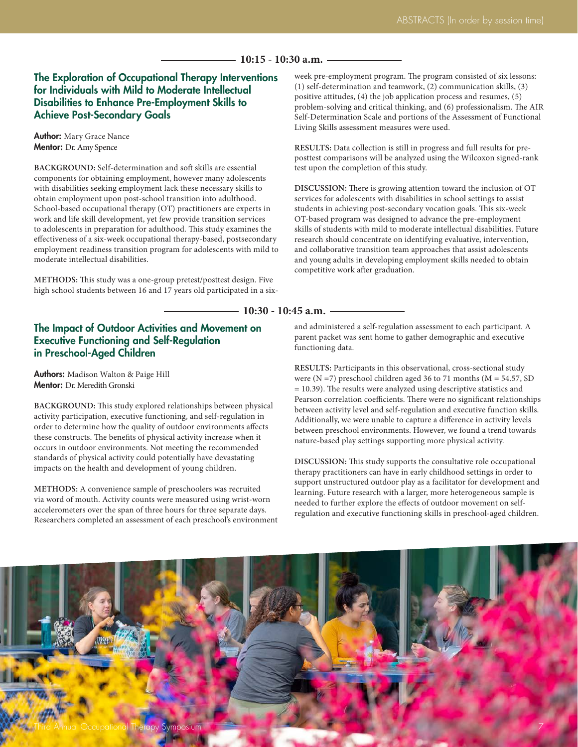## 10:15 - 10:30 a.m.

### The Exploration of Occupational Therapy Interventions for Individuals with Mild to Moderate Intellectual Disabilities to Enhance Pre-Employment Skills to Achieve Post-Secondary Goals

**Author:** Mary Grace Nance
**Mentor:** Dr. Amy Spence

**BACKGROUND:** Self-determination and soft skills are essential components for obtaining employment, however many adolescents with disabilities seeking employment lack these necessary skills to obtain employment upon post-school transition into adulthood. School-based occupational therapy (OT) practitioners are experts in work and life skill development, yet few provide transition services to adolescents in preparation for adulthood. This study examines the effectiveness of a six-week occupational therapy-based, postsecondary employment readiness transition program for adolescents with mild to moderate intellectual disabilities.

**METHODS:** This study was a one-group pretest/posttest design. Five high school students between 16 and 17 years old participated in a six-week pre-employment program. The program consisted of six lessons: (1) self-determination and teamwork, (2) communication skills, (3) positive attitudes, (4) the job application process and resumes, (5) problem-solving and critical thinking, and (6) professionalism. The AIR Self-Determination Scale and portions of the Assessment of Functional Living Skills assessment measures were used.

**RESULTS:** Data collection is still in progress and full results for pre-posttest comparisons will be analyzed using the Wilcoxon signed-rank test upon the completion of this study.

**DISCUSSION:** There is growing attention toward the inclusion of OT services for adolescents with disabilities in school settings to assist students in achieving post-secondary vocation goals. This six-week OT-based program was designed to advance the pre-employment skills of students with mild to moderate intellectual disabilities. Future research should concentrate on identifying evaluative, intervention, and collaborative transition team approaches that assist adolescents and young adults in developing employment skills needed to obtain competitive work after graduation.

## 10:30 - 10:45 a.m.

### The Impact of Outdoor Activities and Movement on Executive Functioning and Self-Regulation in Preschool-Aged Children

**Authors:** Madison Walton & Paige Hill
**Mentor:** Dr. Meredith Gronski

**BACKGROUND:** This study explored relationships between physical activity participation, executive functioning, and self-regulation in order to determine how the quality of outdoor environments affects these constructs. The benefits of physical activity increase when it occurs in outdoor environments. Not meeting the recommended standards of physical activity could potentially have devastating impacts on the health and development of young children.

**METHODS:** A convenience sample of preschoolers was recruited via word of mouth. Activity counts were measured using wrist-worn accelerometers over the span of three hours for three separate days. Researchers completed an assessment of each preschool's environment and administered a self-regulation assessment to each participant. A parent packet was sent home to gather demographic and executive functioning data.

**RESULTS:** Participants in this observational, cross-sectional study were ($N = 7$) preschool children aged 36 to 71 months ($M = 54.57$, $SD = 10.39$). The results were analyzed using descriptive statistics and Pearson correlation coefficients. There were no significant relationships between activity level and self-regulation and executive function skills. Additionally, we were unable to capture a difference in activity levels between preschool environments. However, we found a trend towards nature-based play settings supporting more physical activity.

**DISCUSSION:** This study supports the consultative role occupational therapy practitioners can have in early childhood settings in order to support unstructured outdoor play as a facilitator for development and learning. Future research with a larger, more heterogeneous sample is needed to further explore the effects of outdoor movement on self-regulation and executive functioning skills in preschool-aged children.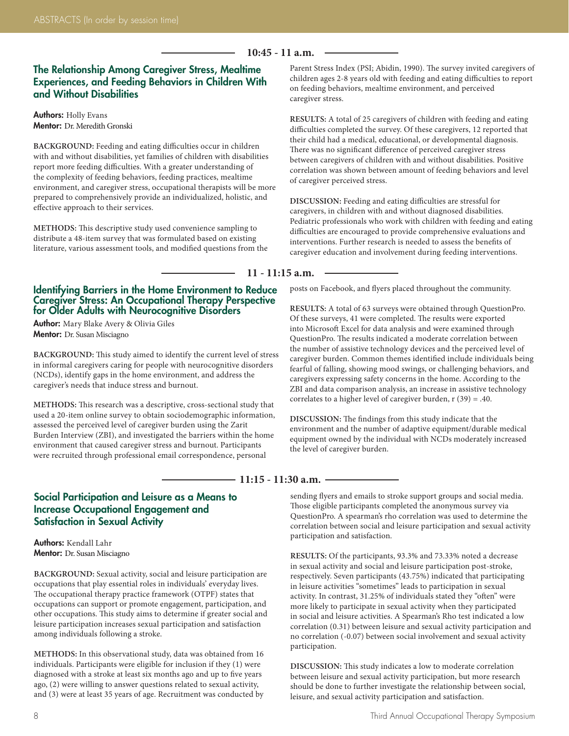**10:45 - 11 a.m.**

## The Relationship Among Caregiver Stress, Mealtime Experiences, and Feeding Behaviors in Children With and Without Disabilities

**Authors:** Holly Evans
**Mentor:** Dr. Meredith Gronski

**BACKGROUND:** Feeding and eating difficulties occur in children with and without disabilities, yet families of children with disabilities report more feeding difficulties. With a greater understanding of the complexity of feeding behaviors, feeding practices, mealtime environment, and caregiver stress, occupational therapists will be more prepared to comprehensively provide an individualized, holistic, and effective approach to their services.

**METHODS:** This descriptive study used convenience sampling to distribute a 48-item survey that was formulated based on existing literature, various assessment tools, and modified questions from the Parent Stress Index (PSI; Abidin, 1990). The survey invited caregivers of children ages 2-8 years old with feeding and eating difficulties to report on feeding behaviors, mealtime environment, and perceived caregiver stress.

**RESULTS:** A total of 25 caregivers of children with feeding and eating difficulties completed the survey. Of these caregivers, 12 reported that their child had a medical, educational, or developmental diagnosis. There was no significant difference of perceived caregiver stress between caregivers of children with and without disabilities. Positive correlation was shown between amount of feeding behaviors and level of caregiver perceived stress.

**DISCUSSION:** Feeding and eating difficulties are stressful for caregivers, in children with and without diagnosed disabilities. Pediatric professionals who work with children with feeding and eating difficulties are encouraged to provide comprehensive evaluations and interventions. Further research is needed to assess the benefits of caregiver education and involvement during feeding interventions.

**11 - 11:15 a.m.**

## Identifying Barriers in the Home Environment to Reduce Caregiver Stress: An Occupational Therapy Perspective for Older Adults with Neurocognitive Disorders

**Author:** Mary Blake Avery & Olivia Giles
**Mentor:** Dr. Susan Misciagno

**BACKGROUND:** This study aimed to identify the current level of stress in informal caregivers caring for people with neurocognitive disorders (NCDs), identify gaps in the home environment, and address the caregiver's needs that induce stress and burnout.

**METHODS:** This research was a descriptive, cross-sectional study that used a 20-item online survey to obtain sociodemographic information, assessed the perceived level of caregiver burden using the Zarit Burden Interview (ZBI), and investigated the barriers within the home environment that caused caregiver stress and burnout. Participants were recruited through professional email correspondence, personal posts on Facebook, and flyers placed throughout the community.

**RESULTS:** A total of 63 surveys were obtained through QuestionPro. Of these surveys, 41 were completed. The results were exported into Microsoft Excel for data analysis and were examined through QuestionPro. The results indicated a moderate correlation between the number of assistive technology devices and the perceived level of caregiver burden. Common themes identified include individuals being fearful of falling, showing mood swings, or challenging behaviors, and caregivers expressing safety concerns in the home. According to the ZBI and data comparison analysis, an increase in assistive technology correlates to a higher level of caregiver burden, $r(39) = .40$.

**DISCUSSION:** The findings from this study indicate that the environment and the number of adaptive equipment/durable medical equipment owned by the individual with NCDs moderately increased the level of caregiver burden.

**11:15 - 11:30 a.m.**

## Social Participation and Leisure as a Means to Increase Occupational Engagement and Satisfaction in Sexual Activity

**Authors:** Kendall Lahr
**Mentor:** Dr. Susan Misciagno

**BACKGROUND:** Sexual activity, social and leisure participation are occupations that play essential roles in individuals' everyday lives. The occupational therapy practice framework (OTPF) states that occupations can support or promote engagement, participation, and other occupations. This study aims to determine if greater social and leisure participation increases sexual participation and satisfaction among individuals following a stroke.

**METHODS:** In this observational study, data was obtained from 16 individuals. Participants were eligible for inclusion if they (1) were diagnosed with a stroke at least six months ago and up to five years ago, (2) were willing to answer questions related to sexual activity, and (3) were at least 35 years of age. Recruitment was conducted by sending flyers and emails to stroke support groups and social media. Those eligible participants completed the anonymous survey via QuestionPro. A spearman's rho correlation was used to determine the correlation between social and leisure participation and sexual activity participation and satisfaction.

**RESULTS:** Of the participants, 93.3% and 73.33% noted a decrease in sexual activity and social and leisure participation post-stroke, respectively. Seven participants (43.75%) indicated that participating in leisure activities "sometimes" leads to participation in sexual activity. In contrast, 31.25% of individuals stated they "often" were more likely to participate in sexual activity when they participated in social and leisure activities. A Spearman's Rho test indicated a low correlation (0.31) between leisure and sexual activity participation and no correlation (-0.07) between social involvement and sexual activity participation.

**DISCUSSION:** This study indicates a low to moderate correlation between leisure and sexual activity participation, but more research should be done to further investigate the relationship between social, leisure, and sexual activity participation and satisfaction.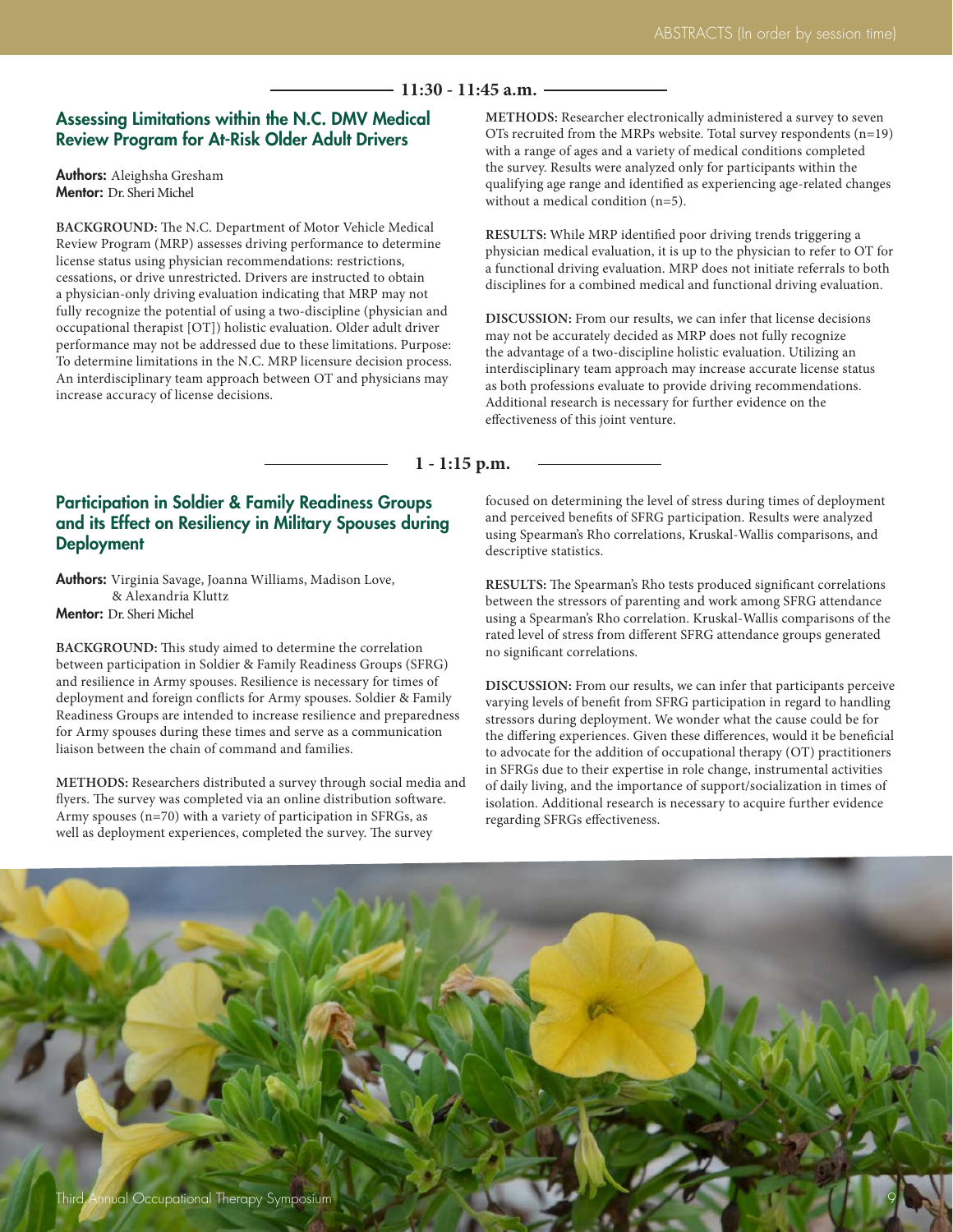## 11:30 - 11:45 a.m.

### Assessing Limitations within the N.C. DMV Medical Review Program for At-Risk Older Adult Drivers

**Authors:** Aleighsha Gresham
**Mentor:** Dr. Sheri Michel

**BACKGROUND:** The N.C. Department of Motor Vehicle Medical Review Program (MRP) assesses driving performance to determine license status using physician recommendations: restrictions, cessations, or drive unrestricted. Drivers are instructed to obtain a physician-only driving evaluation indicating that MRP may not fully recognize the potential of using a two-discipline (physician and occupational therapist [OT]) holistic evaluation. Older adult driver performance may not be addressed due to these limitations. Purpose: To determine limitations in the N.C. MRP licensure decision process. An interdisciplinary team approach between OT and physicians may increase accuracy of license decisions.

**METHODS:** Researcher electronically administered a survey to seven OTs recruited from the MRPs website. Total survey respondents (n=19) with a range of ages and a variety of medical conditions completed the survey. Results were analyzed only for participants within the qualifying age range and identified as experiencing age-related changes without a medical condition (n=5).

**RESULTS:** While MRP identified poor driving trends triggering a physician medical evaluation, it is up to the physician to refer to OT for a functional driving evaluation. MRP does not initiate referrals to both disciplines for a combined medical and functional driving evaluation.

**DISCUSSION:** From our results, we can infer that license decisions may not be accurately decided as MRP does not fully recognize the advantage of a two-discipline holistic evaluation. Utilizing an interdisciplinary team approach may increase accurate license status as both professions evaluate to provide driving recommendations. Additional research is necessary for further evidence on the effectiveness of this joint venture.

## 1 - 1:15 p.m.

### Participation in Soldier & Family Readiness Groups and its Effect on Resiliency in Military Spouses during Deployment

**Authors:** Virginia Savage, Joanna Williams, Madison Love, & Alexandria Kluttz
**Mentor:** Dr. Sheri Michel

**BACKGROUND:** This study aimed to determine the correlation between participation in Soldier & Family Readiness Groups (SFRG) and resilience in Army spouses. Resilience is necessary for times of deployment and foreign conflicts for Army spouses. Soldier & Family Readiness Groups are intended to increase resilience and preparedness for Army spouses during these times and serve as a communication liaison between the chain of command and families.

**METHODS:** Researchers distributed a survey through social media and flyers. The survey was completed via an online distribution software. Army spouses (n=70) with a variety of participation in SFRGs, as well as deployment experiences, completed the survey. The survey focused on determining the level of stress during times of deployment and perceived benefits of SFRG participation. Results were analyzed using Spearman's Rho correlations, Kruskal-Wallis comparisons, and descriptive statistics.

**RESULTS:** The Spearman's Rho tests produced significant correlations between the stressors of parenting and work among SFRG attendance using a Spearman's Rho correlation. Kruskal-Wallis comparisons of the rated level of stress from different SFRG attendance groups generated no significant correlations.

**DISCUSSION:** From our results, we can infer that participants perceive varying levels of benefit from SFRG participation in regard to handling stressors during deployment. We wonder what the cause could be for the differing experiences. Given these differences, would it be beneficial to advocate for the addition of occupational therapy (OT) practitioners in SFRGs due to their expertise in role change, instrumental activities of daily living, and the importance of support/socialization in times of isolation. Additional research is necessary to acquire further evidence regarding SFRGs effectiveness.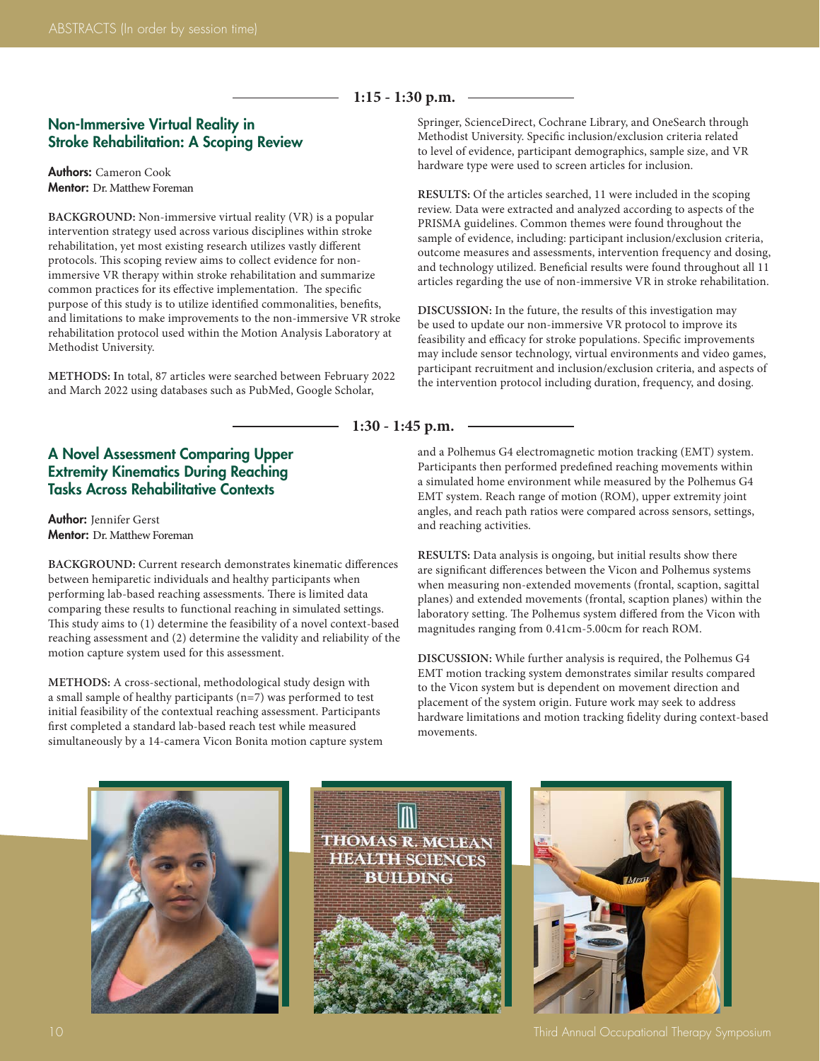1:15 - 1:30 p.m.

## Non-Immersive Virtual Reality in Stroke Rehabilitation: A Scoping Review

**Authors:** Cameron Cook
**Mentor:** Dr. Matthew Foreman

**BACKGROUND:** Non-immersive virtual reality (VR) is a popular intervention strategy used across various disciplines within stroke rehabilitation, yet most existing research utilizes vastly different protocols. This scoping review aims to collect evidence for non-immersive VR therapy within stroke rehabilitation and summarize common practices for its effective implementation. The specific purpose of this study is to utilize identified commonalities, benefits, and limitations to make improvements to the non-immersive VR stroke rehabilitation protocol used within the Motion Analysis Laboratory at Methodist University.

**METHODS:** In total, 87 articles were searched between February 2022 and March 2022 using databases such as PubMed, Google Scholar, Springer, ScienceDirect, Cochrane Library, and OneSearch through Methodist University. Specific inclusion/exclusion criteria related to level of evidence, participant demographics, sample size, and VR hardware type were used to screen articles for inclusion.

**RESULTS:** Of the articles searched, 11 were included in the scoping review. Data were extracted and analyzed according to aspects of the PRISMA guidelines. Common themes were found throughout the sample of evidence, including: participant inclusion/exclusion criteria, outcome measures and assessments, intervention frequency and dosing, and technology utilized. Beneficial results were found throughout all 11 articles regarding the use of non-immersive VR in stroke rehabilitation.

**DISCUSSION:** In the future, the results of this investigation may be used to update our non-immersive VR protocol to improve its feasibility and efficacy for stroke populations. Specific improvements may include sensor technology, virtual environments and video games, participant recruitment and inclusion/exclusion criteria, and aspects of the intervention protocol including duration, frequency, and dosing.

1:30 - 1:45 p.m.

## A Novel Assessment Comparing Upper Extremity Kinematics During Reaching Tasks Across Rehabilitative Contexts

**Author:** Jennifer Gerst
**Mentor:** Dr. Matthew Foreman

**BACKGROUND:** Current research demonstrates kinematic differences between hemiparetic individuals and healthy participants when performing lab-based reaching assessments. There is limited data comparing these results to functional reaching in simulated settings. This study aims to (1) determine the feasibility of a novel context-based reaching assessment and (2) determine the validity and reliability of the motion capture system used for this assessment.

**METHODS:** A cross-sectional, methodological study design with a small sample of healthy participants (n=7) was performed to test initial feasibility of the contextual reaching assessment. Participants first completed a standard lab-based reach test while measured simultaneously by a 14-camera Vicon Bonita motion capture system and a Polhemus G4 electromagnetic motion tracking (EMT) system. Participants then performed predefined reaching movements within a simulated home environment while measured by the Polhemus G4 EMT system. Reach range of motion (ROM), upper extremity joint angles, and reach path ratios were compared across sensors, settings, and reaching activities.

**RESULTS:** Data analysis is ongoing, but initial results show there are significant differences between the Vicon and Polhemus systems when measuring non-extended movements (frontal, scaption, sagittal planes) and extended movements (frontal, scaption planes) within the laboratory setting. The Polhemus system differed from the Vicon with magnitudes ranging from 0.41cm-5.00cm for reach ROM.

**DISCUSSION:** While further analysis is required, the Polhemus G4 EMT motion tracking system demonstrates similar results compared to the Vicon system but is dependent on movement direction and placement of the system origin. Future work may seek to address hardware limitations and motion tracking fidelity during context-based movements.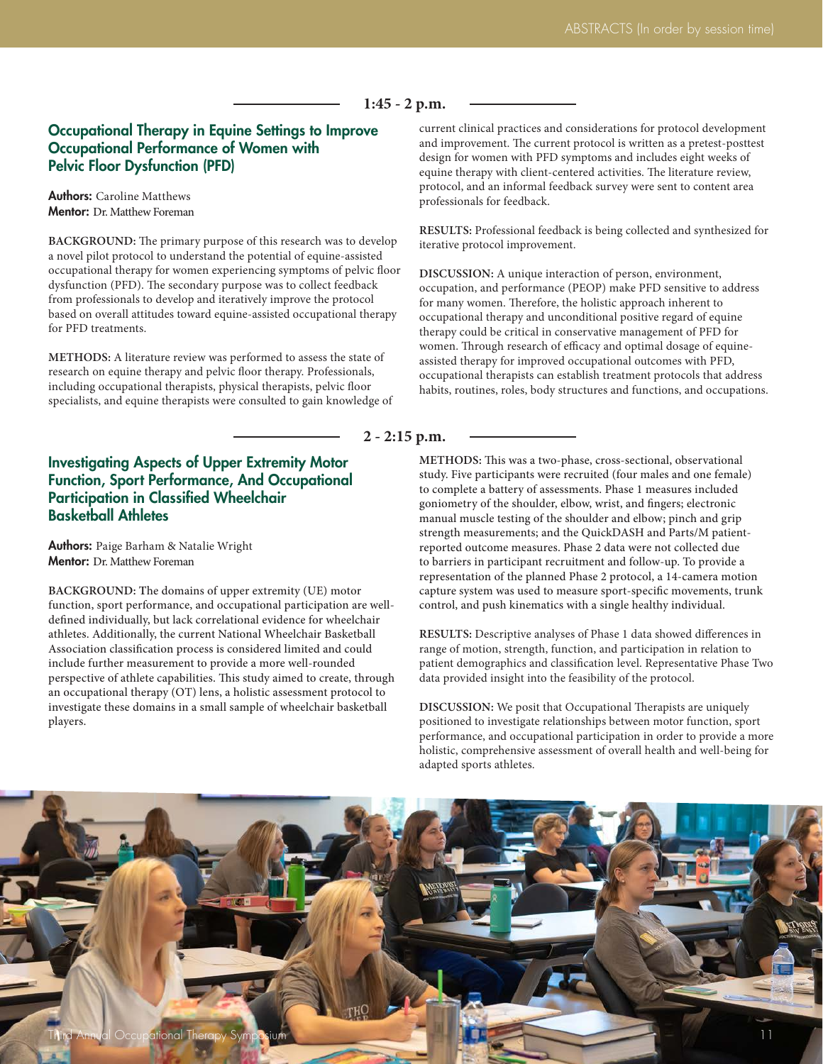**1:45 - 2 p.m.**

## Occupational Therapy in Equine Settings to Improve Occupational Performance of Women with Pelvic Floor Dysfunction (PFD)

**Authors:** Caroline Matthews
**Mentor:** Dr. Matthew Foreman

**BACKGROUND:** The primary purpose of this research was to develop a novel pilot protocol to understand the potential of equine-assisted occupational therapy for women experiencing symptoms of pelvic floor dysfunction (PFD). The secondary purpose was to collect feedback from professionals to develop and iteratively improve the protocol based on overall attitudes toward equine-assisted occupational therapy for PFD treatments.

**METHODS:** A literature review was performed to assess the state of research on equine therapy and pelvic floor therapy. Professionals, including occupational therapists, physical therapists, pelvic floor specialists, and equine therapists were consulted to gain knowledge of current clinical practices and considerations for protocol development and improvement. The current protocol is written as a pretest-posttest design for women with PFD symptoms and includes eight weeks of equine therapy with client-centered activities. The literature review, protocol, and an informal feedback survey were sent to content area professionals for feedback.

**RESULTS:** Professional feedback is being collected and synthesized for iterative protocol improvement.

**DISCUSSION:** A unique interaction of person, environment, occupation, and performance (PEOP) make PFD sensitive to address for many women. Therefore, the holistic approach inherent to occupational therapy and unconditional positive regard of equine therapy could be critical in conservative management of PFD for women. Through research of efficacy and optimal dosage of equine-assisted therapy for improved occupational outcomes with PFD, occupational therapists can establish treatment protocols that address habits, routines, roles, body structures and functions, and occupations.

**2 - 2:15 p.m.**

## Investigating Aspects of Upper Extremity Motor Function, Sport Performance, And Occupational Participation in Classified Wheelchair Basketball Athletes

**Authors:** Paige Barham & Natalie Wright
**Mentor:** Dr. Matthew Foreman

**BACKGROUND:** The domains of upper extremity (UE) motor function, sport performance, and occupational participation are well-defined individually, but lack correlational evidence for wheelchair athletes. Additionally, the current National Wheelchair Basketball Association classification process is considered limited and could include further measurement to provide a more well-rounded perspective of athlete capabilities. This study aimed to create, through an occupational therapy (OT) lens, a holistic assessment protocol to investigate these domains in a small sample of wheelchair basketball players.

**METHODS:** This was a two-phase, cross-sectional, observational study. Five participants were recruited (four males and one female) to complete a battery of assessments. Phase 1 measures included goniometry of the shoulder, elbow, wrist, and fingers; electronic manual muscle testing of the shoulder and elbow; pinch and grip strength measurements; and the QuickDASH and Parts/M patient-reported outcome measures. Phase 2 data were not collected due to barriers in participant recruitment and follow-up. To provide a representation of the planned Phase 2 protocol, a 14-camera motion capture system was used to measure sport-specific movements, trunk control, and push kinematics with a single healthy individual.

**RESULTS:** Descriptive analyses of Phase 1 data showed differences in range of motion, strength, function, and participation in relation to patient demographics and classification level. Representative Phase Two data provided insight into the feasibility of the protocol.

**DISCUSSION:** We posit that Occupational Therapists are uniquely positioned to investigate relationships between motor function, sport performance, and occupational participation in order to provide a more holistic, comprehensive assessment of overall health and well-being for adapted sports athletes.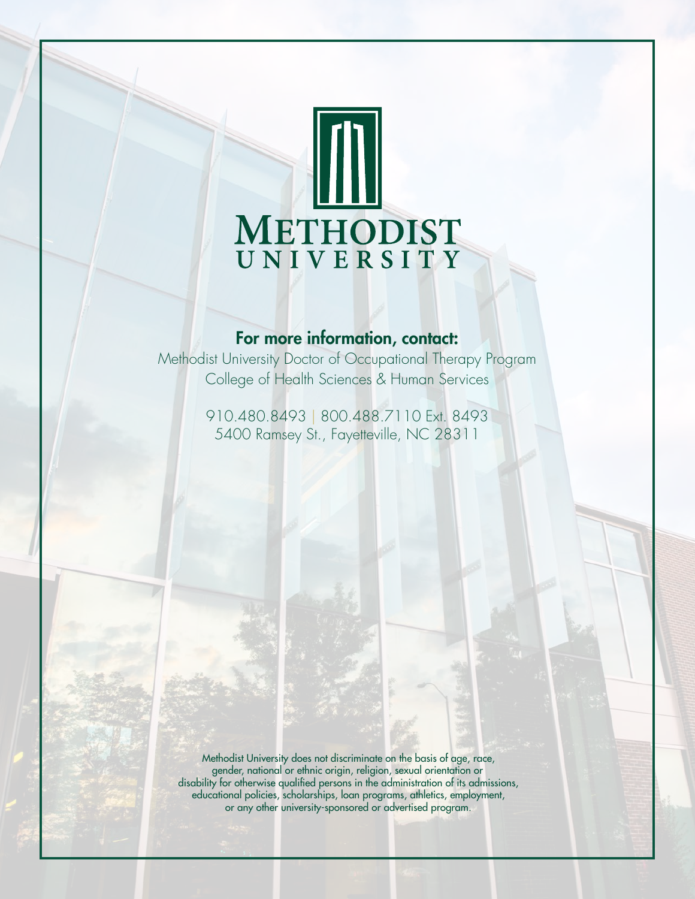# METHODIST UNIVERSITY

## For more information, contact:

Methodist University Doctor of Occupational Therapy Program
College of Health Sciences & Human Services

910.480.8493 | 800.488.7110 Ext. 8493
5400 Ramsey St., Fayetteville, NC 28311

Methodist University does not discriminate on the basis of age, race, gender, national or ethnic origin, religion, sexual orientation or disability for otherwise qualified persons in the administration of its admissions, educational policies, scholarships, loan programs, athletics, employment, or any other university-sponsored or advertised program.